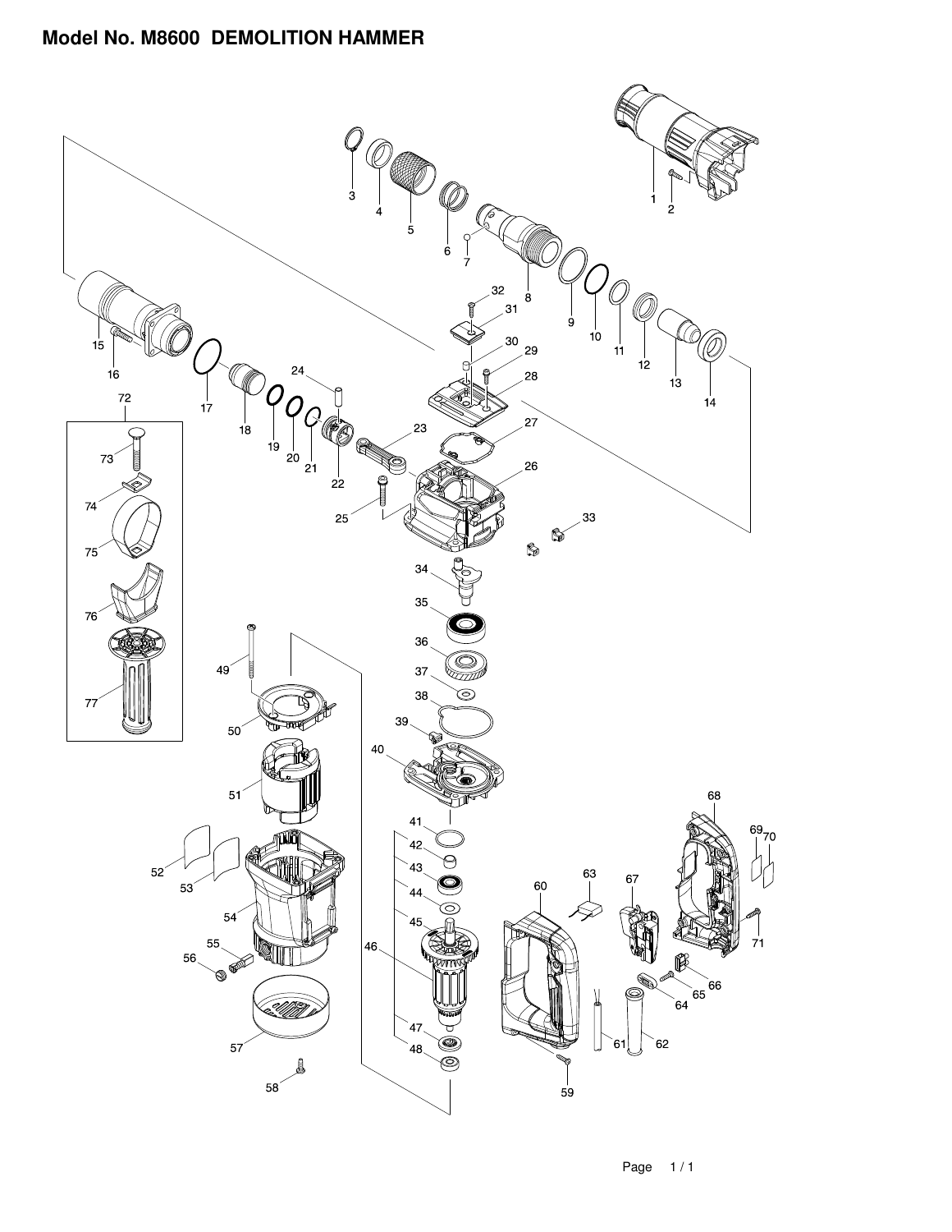# Model No. M8600 DEMOLITION HAMMER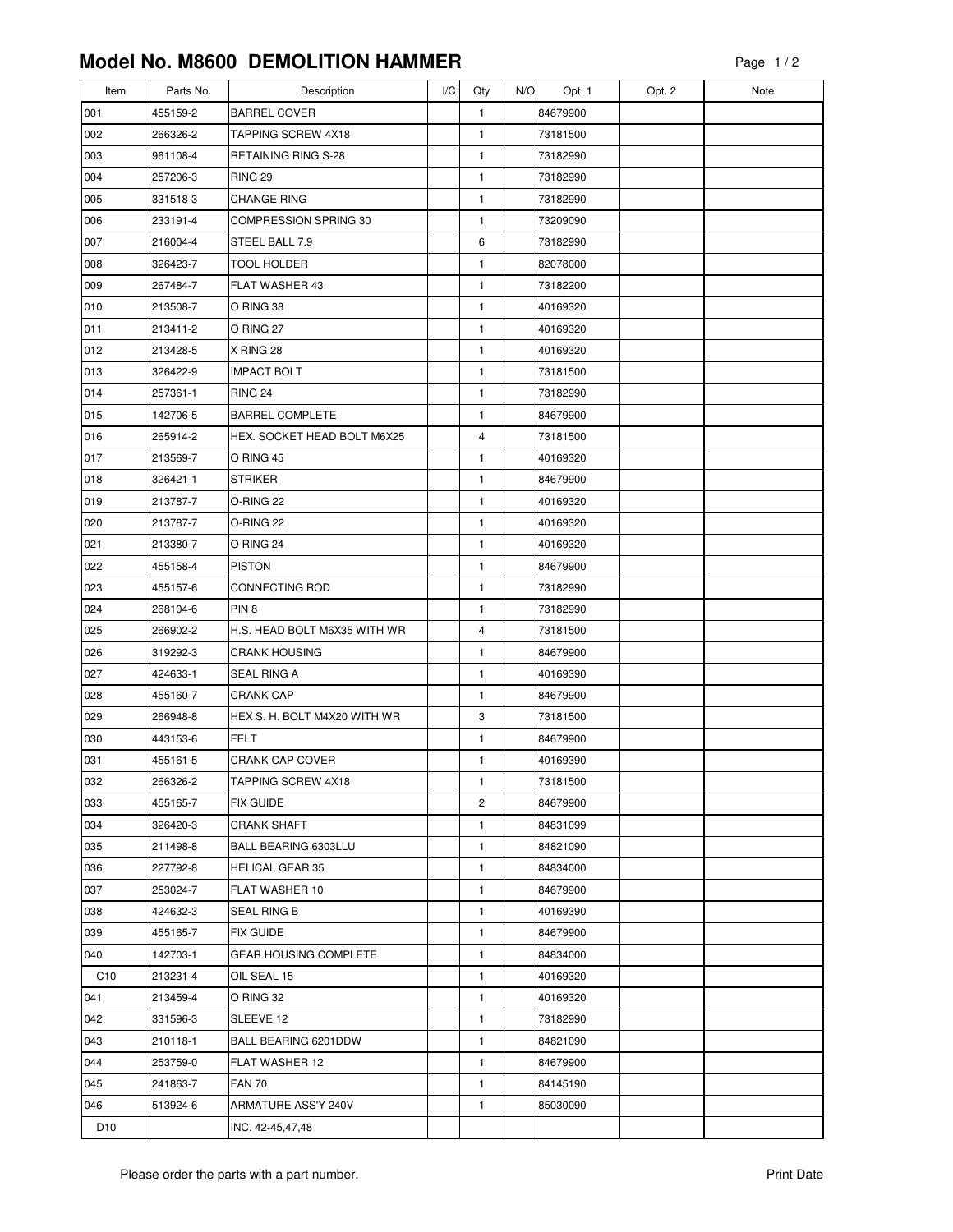# Model No. M8600 DEMOLITION HAMMER

| Item | Parts No. | Description | I/C | Qty | N/O | Opt. 1 | Opt. 2 | Note |
|---|---|---|---|---|---|---|---|---|
| 001 | 455159-2 | BARREL COVER | | 1 | | 84679900 | | |
| 002 | 266326-2 | TAPPING SCREW 4X18 | | 1 | | 73181500 | | |
| 003 | 961108-4 | RETAINING RING S-28 | | 1 | | 73182990 | | |
| 004 | 257206-3 | RING 29 | | 1 | | 73182990 | | |
| 005 | 331518-3 | CHANGE RING | | 1 | | 73182990 | | |
| 006 | 233191-4 | COMPRESSION SPRING 30 | | 1 | | 73209090 | | |
| 007 | 216004-4 | STEEL BALL 7.9 | | 6 | | 73182990 | | |
| 008 | 326423-7 | TOOL HOLDER | | 1 | | 82078000 | | |
| 009 | 267484-7 | FLAT WASHER 43 | | 1 | | 73182200 | | |
| 010 | 213508-7 | O RING 38 | | 1 | | 40169320 | | |
| 011 | 213411-2 | O RING 27 | | 1 | | 40169320 | | |
| 012 | 213428-5 | X RING 28 | | 1 | | 40169320 | | |
| 013 | 326422-9 | IMPACT BOLT | | 1 | | 73181500 | | |
| 014 | 257361-1 | RING 24 | | 1 | | 73182990 | | |
| 015 | 142706-5 | BARREL COMPLETE | | 1 | | 84679900 | | |
| 016 | 265914-2 | HEX. SOCKET HEAD BOLT M6X25 | | 4 | | 73181500 | | |
| 017 | 213569-7 | O RING 45 | | 1 | | 40169320 | | |
| 018 | 326421-1 | STRIKER | | 1 | | 84679900 | | |
| 019 | 213787-7 | O-RING 22 | | 1 | | 40169320 | | |
| 020 | 213787-7 | O-RING 22 | | 1 | | 40169320 | | |
| 021 | 213380-7 | O RING 24 | | 1 | | 40169320 | | |
| 022 | 455158-4 | PISTON | | 1 | | 84679900 | | |
| 023 | 455157-6 | CONNECTING ROD | | 1 | | 73182990 | | |
| 024 | 268104-6 | PIN 8 | | 1 | | 73182990 | | |
| 025 | 266902-2 | H.S. HEAD BOLT M6X35 WITH WR | | 4 | | 73181500 | | |
| 026 | 319292-3 | CRANK HOUSING | | 1 | | 84679900 | | |
| 027 | 424633-1 | SEAL RING A | | 1 | | 40169390 | | |
| 028 | 455160-7 | CRANK CAP | | 1 | | 84679900 | | |
| 029 | 266948-8 | HEX S. H. BOLT M4X20 WITH WR | | 3 | | 73181500 | | |
| 030 | 443153-6 | FELT | | 1 | | 84679900 | | |
| 031 | 455161-5 | CRANK CAP COVER | | 1 | | 40169390 | | |
| 032 | 266326-2 | TAPPING SCREW 4X18 | | 1 | | 73181500 | | |
| 033 | 455165-7 | FIX GUIDE | | 2 | | 84679900 | | |
| 034 | 326420-3 | CRANK SHAFT | | 1 | | 84831099 | | |
| 035 | 211498-8 | BALL BEARING 6303LLU | | 1 | | 84821090 | | |
| 036 | 227792-8 | HELICAL GEAR 35 | | 1 | | 84834000 | | |
| 037 | 253024-7 | FLAT WASHER 10 | | 1 | | 84679900 | | |
| 038 | 424632-3 | SEAL RING B | | 1 | | 40169390 | | |
| 039 | 455165-7 | FIX GUIDE | | 1 | | 84679900 | | |
| 040 | 142703-1 | GEAR HOUSING COMPLETE | | 1 | | 84834000 | | |
| C10 | 213231-4 | OIL SEAL 15 | | 1 | | 40169320 | | |
| 041 | 213459-4 | O RING 32 | | 1 | | 40169320 | | |
| 042 | 331596-3 | SLEEVE 12 | | 1 | | 73182990 | | |
| 043 | 210118-1 | BALL BEARING 6201DDW | | 1 | | 84821090 | | |
| 044 | 253759-0 | FLAT WASHER 12 | | 1 | | 84679900 | | |
| 045 | 241863-7 | FAN 70 | | 1 | | 84145190 | | |
| 046 | 513924-6 | ARMATURE ASS'Y 240V | | 1 | | 85030090 | | |
| D10 | | INC. 42-45,47,48 | | | | | | |

Please order the parts with a part number.

Print Date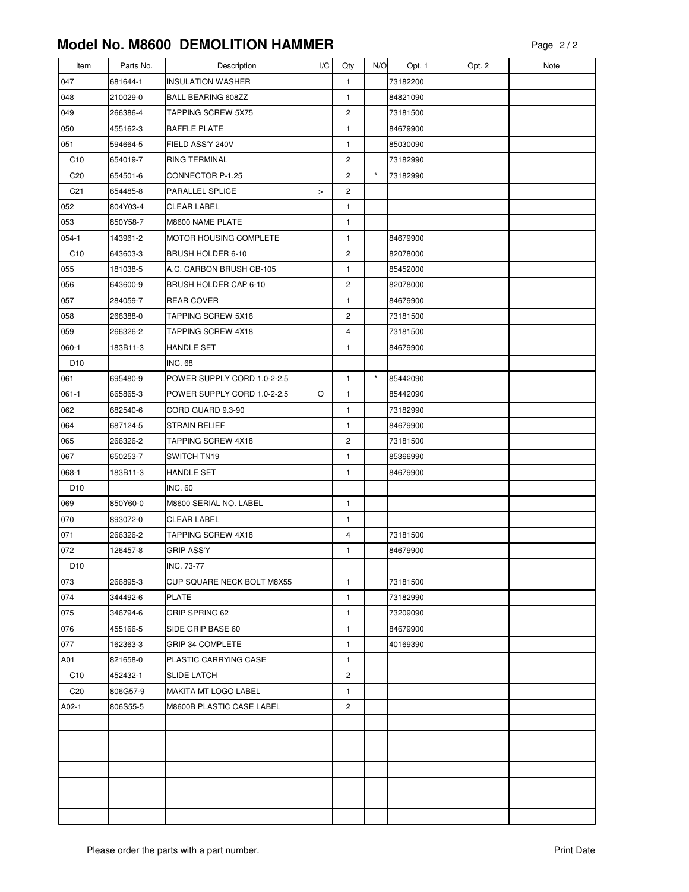# Model No. M8600 DEMOLITION HAMMER

| Item | Parts No. | Description | I/C | Qty | N/O | Opt. 1 | Opt. 2 | Note |
|---|---|---|---|---|---|---|---|---|
| 047 | 681644-1 | INSULATION WASHER | | 1 | | 73182200 | | |
| 048 | 210029-0 | BALL BEARING 608ZZ | | 1 | | 84821090 | | |
| 049 | 266386-4 | TAPPING SCREW 5X75 | | 2 | | 73181500 | | |
| 050 | 455162-3 | BAFFLE PLATE | | 1 | | 84679900 | | |
| 051 | 594664-5 | FIELD ASS'Y 240V | | 1 | | 85030090 | | |
| C10 | 654019-7 | RING TERMINAL | | 2 | | 73182990 | | |
| C20 | 654501-6 | CONNECTOR P-1.25 | | 2 | * | 73182990 | | |
| C21 | 654485-8 | PARALLEL SPLICE | > | 2 | | | | |
| 052 | 804Y03-4 | CLEAR LABEL | | 1 | | | | |
| 053 | 850Y58-7 | M8600 NAME PLATE | | 1 | | | | |
| 054-1 | 143961-2 | MOTOR HOUSING COMPLETE | | 1 | | 84679900 | | |
| C10 | 643603-3 | BRUSH HOLDER 6-10 | | 2 | | 82078000 | | |
| 055 | 181038-5 | A.C. CARBON BRUSH CB-105 | | 1 | | 85452000 | | |
| 056 | 643600-9 | BRUSH HOLDER CAP 6-10 | | 2 | | 82078000 | | |
| 057 | 284059-7 | REAR COVER | | 1 | | 84679900 | | |
| 058 | 266388-0 | TAPPING SCREW 5X16 | | 2 | | 73181500 | | |
| 059 | 266326-2 | TAPPING SCREW 4X18 | | 4 | | 73181500 | | |
| 060-1 | 183B11-3 | HANDLE SET | | 1 | | 84679900 | | |
| D10 | | INC. 68 | | | | | | |
| 061 | 695480-9 | POWER SUPPLY CORD 1.0-2-2.5 | | 1 | * | 85442090 | | |
| 061-1 | 665865-3 | POWER SUPPLY CORD 1.0-2-2.5 | O | 1 | | 85442090 | | |
| 062 | 682540-6 | CORD GUARD 9.3-90 | | 1 | | 73182990 | | |
| 064 | 687124-5 | STRAIN RELIEF | | 1 | | 84679900 | | |
| 065 | 266326-2 | TAPPING SCREW 4X18 | | 2 | | 73181500 | | |
| 067 | 650253-7 | SWITCH TN19 | | 1 | | 85366990 | | |
| 068-1 | 183B11-3 | HANDLE SET | | 1 | | 84679900 | | |
| D10 | | INC. 60 | | | | | | |
| 069 | 850Y60-0 | M8600 SERIAL NO. LABEL | | 1 | | | | |
| 070 | 893072-0 | CLEAR LABEL | | 1 | | | | |
| 071 | 266326-2 | TAPPING SCREW 4X18 | | 4 | | 73181500 | | |
| 072 | 126457-8 | GRIP ASS'Y | | 1 | | 84679900 | | |
| D10 | | INC. 73-77 | | | | | | |
| 073 | 266895-3 | CUP SQUARE NECK BOLT M8X55 | | 1 | | 73181500 | | |
| 074 | 344492-6 | PLATE | | 1 | | 73182990 | | |
| 075 | 346794-6 | GRIP SPRING 62 | | 1 | | 73209090 | | |
| 076 | 455166-5 | SIDE GRIP BASE 60 | | 1 | | 84679900 | | |
| 077 | 162363-3 | GRIP 34 COMPLETE | | 1 | | 40169390 | | |
| A01 | 821658-0 | PLASTIC CARRYING CASE | | 1 | | | | |
| C10 | 452432-1 | SLIDE LATCH | | 2 | | | | |
| C20 | 806G57-9 | MAKITA MT LOGO LABEL | | 1 | | | | |
| A02-1 | 806S55-5 | M8600B PLASTIC CASE LABEL | | 2 | | | | |

Please order the parts with a part number.

Print Date